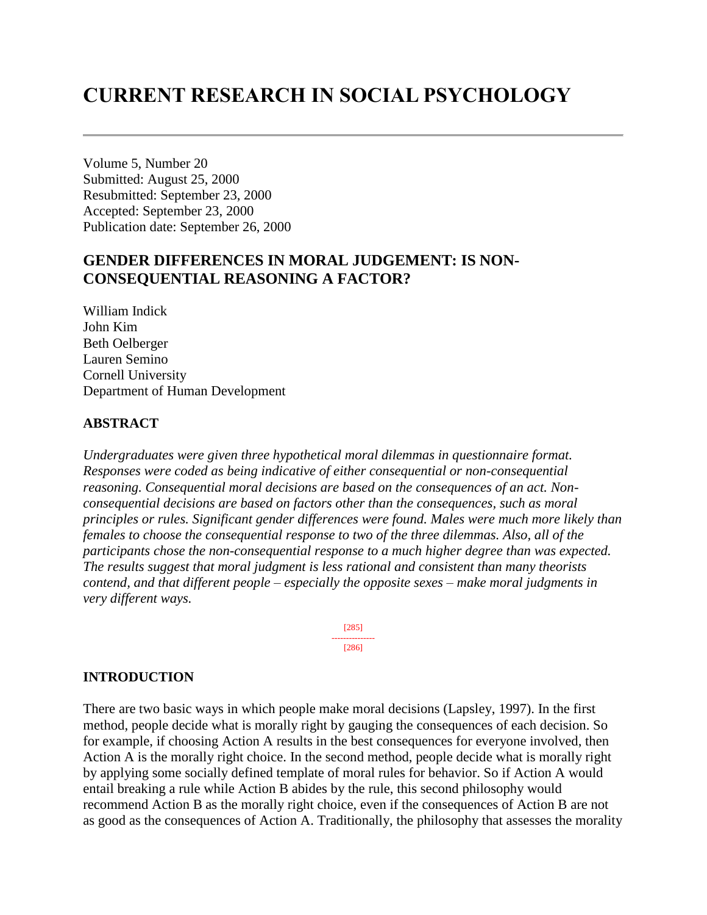# CURRENT RESEARCH IN SOCIAL PSYCHOLOGY

Volume 5, Number 20
Submitted: August 25, 2000
Resubmitted: September 23, 2000
Accepted: September 23, 2000
Publication date: September 26, 2000

## GENDER DIFFERENCES IN MORAL JUDGEMENT: IS NON-CONSEQUENTIAL REASONING A FACTOR?

William Indick
John Kim
Beth Oelberger
Lauren Semino
Cornell University
Department of Human Development

### ABSTRACT

*Undergraduates were given three hypothetical moral dilemmas in questionnaire format. Responses were coded as being indicative of either consequential or non-consequential reasoning. Consequential moral decisions are based on the consequences of an act. Non-consequential decisions are based on factors other than the consequences, such as moral principles or rules. Significant gender differences were found. Males were much more likely than females to choose the consequential response to two of the three dilemmas. Also, all of the participants chose the non-consequential response to a much higher degree than was expected. The results suggest that moral judgment is less rational and consistent than many theorists contend, and that different people – especially the opposite sexes – make moral judgments in very different ways.*

### INTRODUCTION

There are two basic ways in which people make moral decisions (Lapsley, 1997). In the first method, people decide what is morally right by gauging the consequences of each decision. So for example, if choosing Action A results in the best consequences for everyone involved, then Action A is the morally right choice. In the second method, people decide what is morally right by applying some socially defined template of moral rules for behavior. So if Action A would entail breaking a rule while Action B abides by the rule, this second philosophy would recommend Action B as the morally right choice, even if the consequences of Action B are not as good as the consequences of Action A. Traditionally, the philosophy that assesses the morality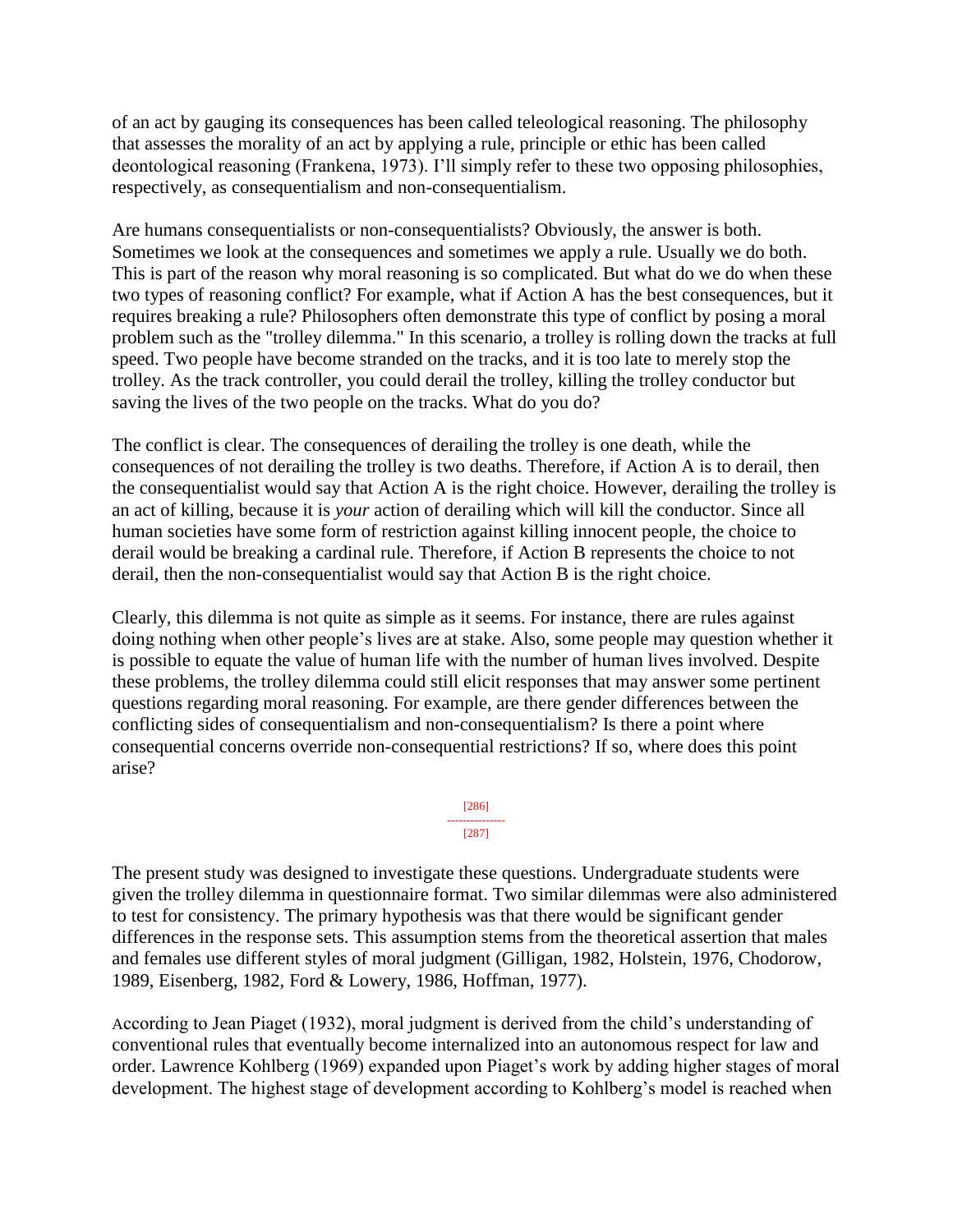of an act by gauging its consequences has been called teleological reasoning. The philosophy that assesses the morality of an act by applying a rule, principle or ethic has been called deontological reasoning (Frankena, 1973). I'll simply refer to these two opposing philosophies, respectively, as consequentialism and non-consequentialism.

Are humans consequentialists or non-consequentialists? Obviously, the answer is both. Sometimes we look at the consequences and sometimes we apply a rule. Usually we do both. This is part of the reason why moral reasoning is so complicated. But what do we do when these two types of reasoning conflict? For example, what if Action A has the best consequences, but it requires breaking a rule? Philosophers often demonstrate this type of conflict by posing a moral problem such as the "trolley dilemma." In this scenario, a trolley is rolling down the tracks at full speed. Two people have become stranded on the tracks, and it is too late to merely stop the trolley. As the track controller, you could derail the trolley, killing the trolley conductor but saving the lives of the two people on the tracks. What do you do?

The conflict is clear. The consequences of derailing the trolley is one death, while the consequences of not derailing the trolley is two deaths. Therefore, if Action A is to derail, then the consequentialist would say that Action A is the right choice. However, derailing the trolley is an act of killing, because it is *your* action of derailing which will kill the conductor. Since all human societies have some form of restriction against killing innocent people, the choice to derail would be breaking a cardinal rule. Therefore, if Action B represents the choice to not derail, then the non-consequentialist would say that Action B is the right choice.

Clearly, this dilemma is not quite as simple as it seems. For instance, there are rules against doing nothing when other people's lives are at stake. Also, some people may question whether it is possible to equate the value of human life with the number of human lives involved. Despite these problems, the trolley dilemma could still elicit responses that may answer some pertinent questions regarding moral reasoning. For example, are there gender differences between the conflicting sides of consequentialism and non-consequentialism? Is there a point where consequential concerns override non-consequential restrictions? If so, where does this point arise?

[286]
---------------
[287]

The present study was designed to investigate these questions. Undergraduate students were given the trolley dilemma in questionnaire format. Two similar dilemmas were also administered to test for consistency. The primary hypothesis was that there would be significant gender differences in the response sets. This assumption stems from the theoretical assertion that males and females use different styles of moral judgment (Gilligan, 1982, Holstein, 1976, Chodorow, 1989, Eisenberg, 1982, Ford & Lowery, 1986, Hoffman, 1977).

According to Jean Piaget (1932), moral judgment is derived from the child's understanding of conventional rules that eventually become internalized into an autonomous respect for law and order. Lawrence Kohlberg (1969) expanded upon Piaget's work by adding higher stages of moral development. The highest stage of development according to Kohlberg's model is reached when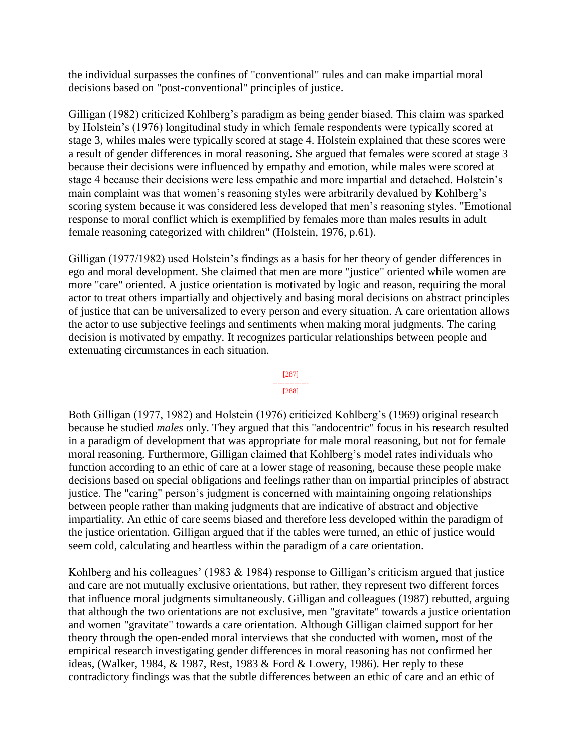the individual surpasses the confines of "conventional" rules and can make impartial moral decisions based on "post-conventional" principles of justice.

Gilligan (1982) criticized Kohlberg's paradigm as being gender biased. This claim was sparked by Holstein's (1976) longitudinal study in which female respondents were typically scored at stage 3, whiles males were typically scored at stage 4. Holstein explained that these scores were a result of gender differences in moral reasoning. She argued that females were scored at stage 3 because their decisions were influenced by empathy and emotion, while males were scored at stage 4 because their decisions were less empathic and more impartial and detached. Holstein's main complaint was that women's reasoning styles were arbitrarily devalued by Kohlberg's scoring system because it was considered less developed that men's reasoning styles. "Emotional response to moral conflict which is exemplified by females more than males results in adult female reasoning categorized with children" (Holstein, 1976, p.61).

Gilligan (1977/1982) used Holstein's findings as a basis for her theory of gender differences in ego and moral development. She claimed that men are more "justice" oriented while women are more "care" oriented. A justice orientation is motivated by logic and reason, requiring the moral actor to treat others impartially and objectively and basing moral decisions on abstract principles of justice that can be universalized to every person and every situation. A care orientation allows the actor to use subjective feelings and sentiments when making moral judgments. The caring decision is motivated by empathy. It recognizes particular relationships between people and extenuating circumstances in each situation.

Both Gilligan (1977, 1982) and Holstein (1976) criticized Kohlberg's (1969) original research because he studied *males* only. They argued that this "andocentric" focus in his research resulted in a paradigm of development that was appropriate for male moral reasoning, but not for female moral reasoning. Furthermore, Gilligan claimed that Kohlberg's model rates individuals who function according to an ethic of care at a lower stage of reasoning, because these people make decisions based on special obligations and feelings rather than on impartial principles of abstract justice. The "caring" person's judgment is concerned with maintaining ongoing relationships between people rather than making judgments that are indicative of abstract and objective impartiality. An ethic of care seems biased and therefore less developed within the paradigm of the justice orientation. Gilligan argued that if the tables were turned, an ethic of justice would seem cold, calculating and heartless within the paradigm of a care orientation.

Kohlberg and his colleagues' (1983 & 1984) response to Gilligan's criticism argued that justice and care are not mutually exclusive orientations, but rather, they represent two different forces that influence moral judgments simultaneously. Gilligan and colleagues (1987) rebutted, arguing that although the two orientations are not exclusive, men "gravitate" towards a justice orientation and women "gravitate" towards a care orientation. Although Gilligan claimed support for her theory through the open-ended moral interviews that she conducted with women, most of the empirical research investigating gender differences in moral reasoning has not confirmed her ideas, (Walker, 1984, & 1987, Rest, 1983 & Ford & Lowery, 1986). Her reply to these contradictory findings was that the subtle differences between an ethic of care and an ethic of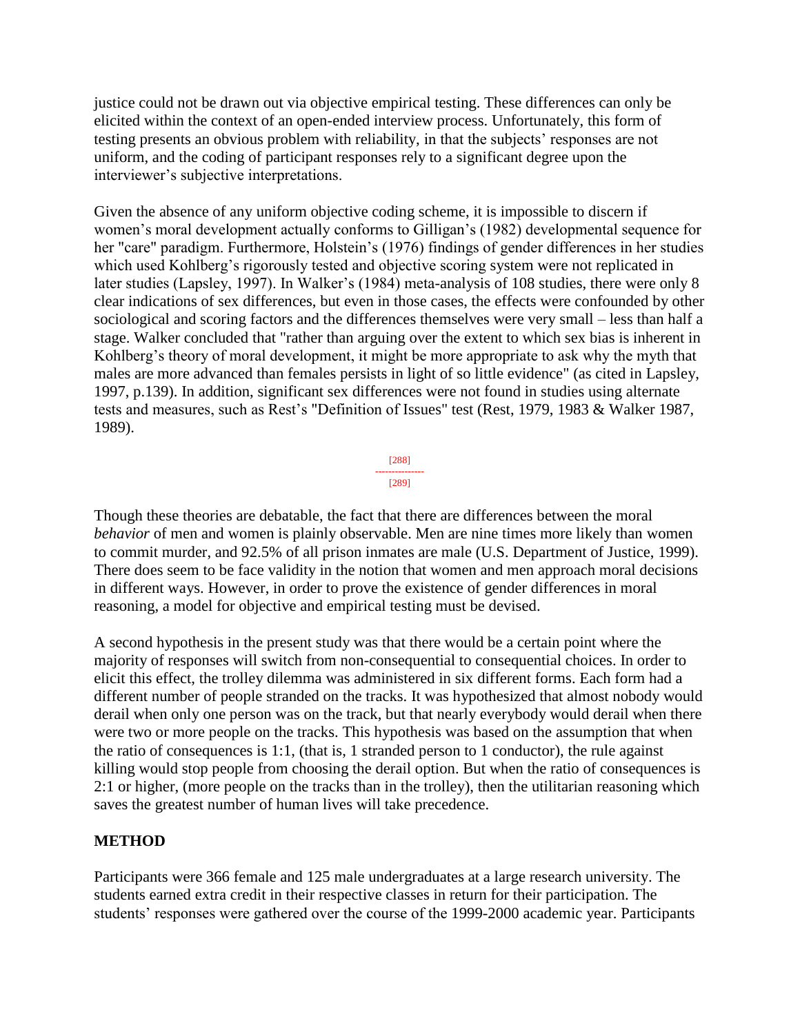justice could not be drawn out via objective empirical testing. These differences can only be elicited within the context of an open-ended interview process. Unfortunately, this form of testing presents an obvious problem with reliability, in that the subjects' responses are not uniform, and the coding of participant responses rely to a significant degree upon the interviewer's subjective interpretations.

Given the absence of any uniform objective coding scheme, it is impossible to discern if women's moral development actually conforms to Gilligan's (1982) developmental sequence for her "care" paradigm. Furthermore, Holstein's (1976) findings of gender differences in her studies which used Kohlberg's rigorously tested and objective scoring system were not replicated in later studies (Lapsley, 1997). In Walker's (1984) meta-analysis of 108 studies, there were only 8 clear indications of sex differences, but even in those cases, the effects were confounded by other sociological and scoring factors and the differences themselves were very small – less than half a stage. Walker concluded that "rather than arguing over the extent to which sex bias is inherent in Kohlberg's theory of moral development, it might be more appropriate to ask why the myth that males are more advanced than females persists in light of so little evidence" (as cited in Lapsley, 1997, p.139). In addition, significant sex differences were not found in studies using alternate tests and measures, such as Rest's "Definition of Issues" test (Rest, 1979, 1983 & Walker 1987, 1989).

Though these theories are debatable, the fact that there are differences between the moral *behavior* of men and women is plainly observable. Men are nine times more likely than women to commit murder, and 92.5% of all prison inmates are male (U.S. Department of Justice, 1999). There does seem to be face validity in the notion that women and men approach moral decisions in different ways. However, in order to prove the existence of gender differences in moral reasoning, a model for objective and empirical testing must be devised.

A second hypothesis in the present study was that there would be a certain point where the majority of responses will switch from non-consequential to consequential choices. In order to elicit this effect, the trolley dilemma was administered in six different forms. Each form had a different number of people stranded on the tracks. It was hypothesized that almost nobody would derail when only one person was on the track, but that nearly everybody would derail when there were two or more people on the tracks. This hypothesis was based on the assumption that when the ratio of consequences is 1:1, (that is, 1 stranded person to 1 conductor), the rule against killing would stop people from choosing the derail option. But when the ratio of consequences is 2:1 or higher, (more people on the tracks than in the trolley), then the utilitarian reasoning which saves the greatest number of human lives will take precedence.

## METHOD

Participants were 366 female and 125 male undergraduates at a large research university. The students earned extra credit in their respective classes in return for their participation. The students' responses were gathered over the course of the 1999-2000 academic year. Participants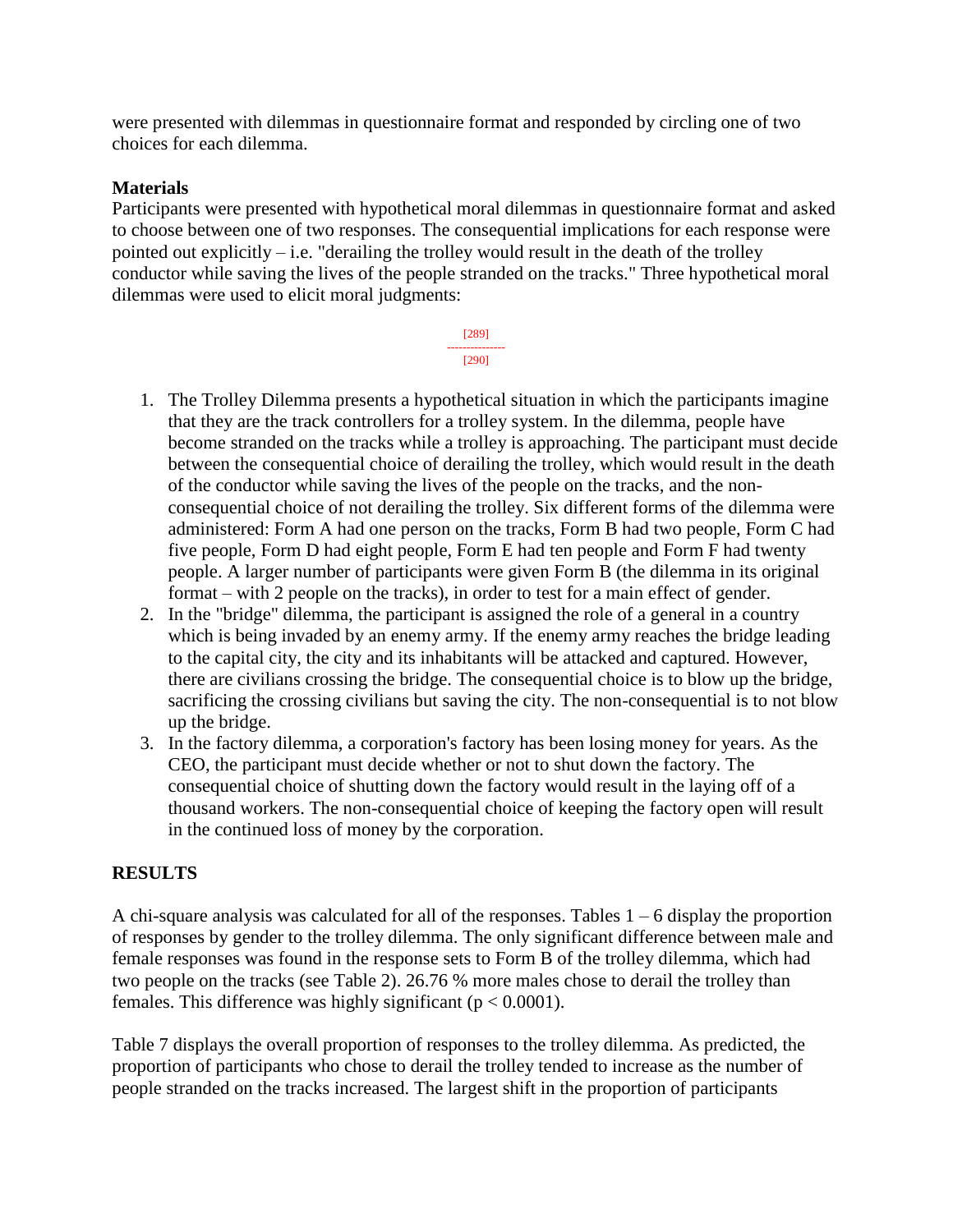were presented with dilemmas in questionnaire format and responded by circling one of two choices for each dilemma.

**Materials**

Participants were presented with hypothetical moral dilemmas in questionnaire format and asked to choose between one of two responses. The consequential implications for each response were pointed out explicitly – i.e. "derailing the trolley would result in the death of the trolley conductor while saving the lives of the people stranded on the tracks." Three hypothetical moral dilemmas were used to elicit moral judgments:

1. The Trolley Dilemma presents a hypothetical situation in which the participants imagine that they are the track controllers for a trolley system. In the dilemma, people have become stranded on the tracks while a trolley is approaching. The participant must decide between the consequential choice of derailing the trolley, which would result in the death of the conductor while saving the lives of the people on the tracks, and the non-consequential choice of not derailing the trolley. Six different forms of the dilemma were administered: Form A had one person on the tracks, Form B had two people, Form C had five people, Form D had eight people, Form E had ten people and Form F had twenty people. A larger number of participants were given Form B (the dilemma in its original format – with 2 people on the tracks), in order to test for a main effect of gender.
2. In the "bridge" dilemma, the participant is assigned the role of a general in a country which is being invaded by an enemy army. If the enemy army reaches the bridge leading to the capital city, the city and its inhabitants will be attacked and captured. However, there are civilians crossing the bridge. The consequential choice is to blow up the bridge, sacrificing the crossing civilians but saving the city. The non-consequential is to not blow up the bridge.
3. In the factory dilemma, a corporation's factory has been losing money for years. As the CEO, the participant must decide whether or not to shut down the factory. The consequential choice of shutting down the factory would result in the laying off of a thousand workers. The non-consequential choice of keeping the factory open will result in the continued loss of money by the corporation.

## RESULTS

A chi-square analysis was calculated for all of the responses. Tables 1 – 6 display the proportion of responses by gender to the trolley dilemma. The only significant difference between male and female responses was found in the response sets to Form B of the trolley dilemma, which had two people on the tracks (see Table 2). 26.76 % more males chose to derail the trolley than females. This difference was highly significant ($p < 0.0001$).

Table 7 displays the overall proportion of responses to the trolley dilemma. As predicted, the proportion of participants who chose to derail the trolley tended to increase as the number of people stranded on the tracks increased. The largest shift in the proportion of participants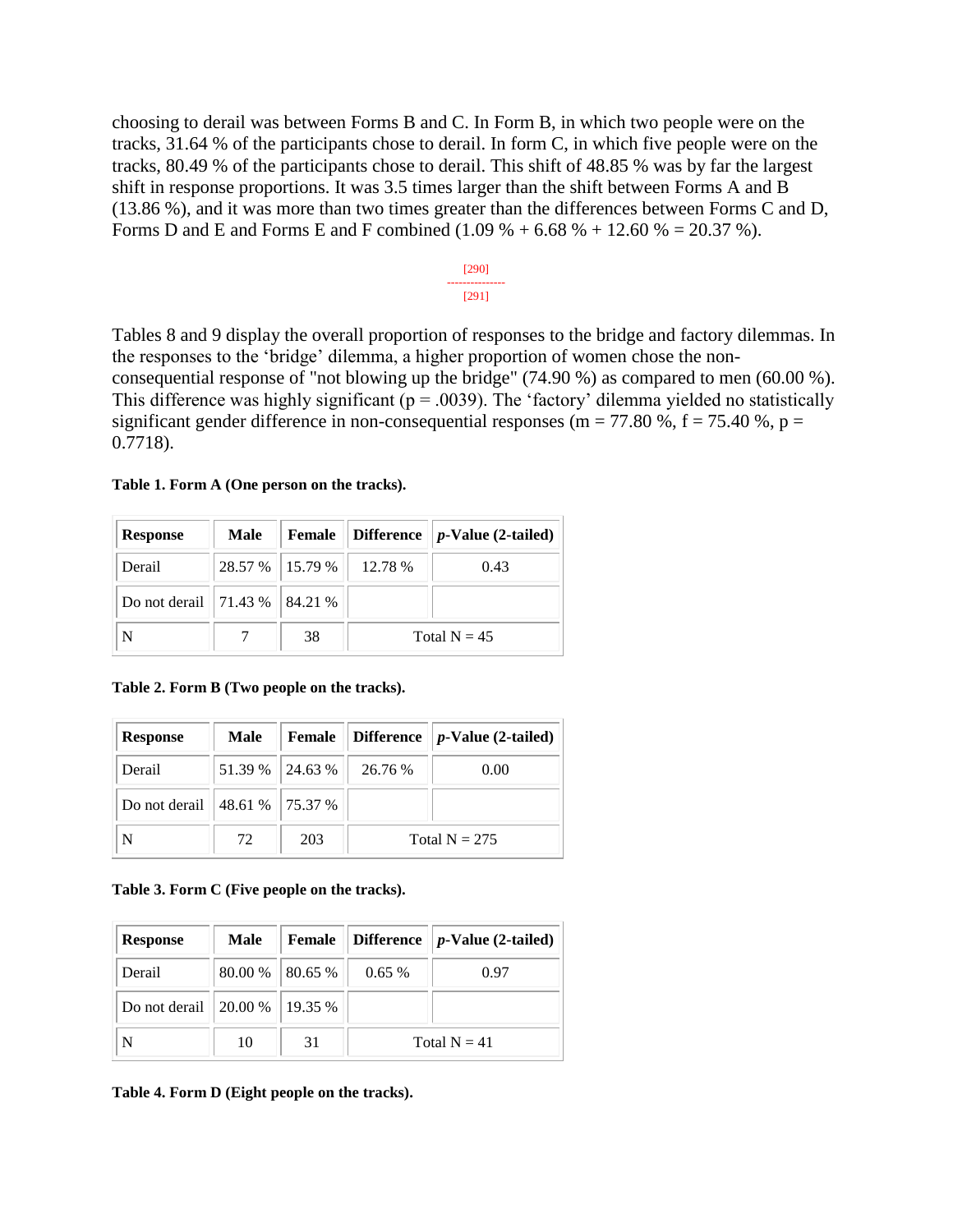choosing to derail was between Forms B and C. In Form B, in which two people were on the tracks, 31.64 % of the participants chose to derail. In form C, in which five people were on the tracks, 80.49 % of the participants chose to derail. This shift of 48.85 % was by far the largest shift in response proportions. It was 3.5 times larger than the shift between Forms A and B (13.86 %), and it was more than two times greater than the differences between Forms C and D, Forms D and E and Forms E and F combined (1.09 % + 6.68 % + 12.60 % = 20.37 %).

[290]
---------------
[291]

Tables 8 and 9 display the overall proportion of responses to the bridge and factory dilemmas. In the responses to the 'bridge' dilemma, a higher proportion of women chose the non-consequential response of "not blowing up the bridge" (74.90 %) as compared to men (60.00 %). This difference was highly significant ($p = .0039$). The 'factory' dilemma yielded no statistically significant gender difference in non-consequential responses (m = 77.80 %, f = 75.40 %, $p = 0.7718$).

**Table 1. Form A (One person on the tracks).**

| Response | Male | Female | Difference | *p*-Value (2-tailed) |
|---|---|---|---|---|
| Derail | 28.57 % | 15.79 % | 12.78 % | 0.43 |
| Do not derail | 71.43 % | 84.21 % | | |
| N | 7 | 38 | Total N = 45 | |

**Table 2. Form B (Two people on the tracks).**

| Response | Male | Female | Difference | *p*-Value (2-tailed) |
|---|---|---|---|---|
| Derail | 51.39 % | 24.63 % | 26.76 % | 0.00 |
| Do not derail | 48.61 % | 75.37 % | | |
| N | 72 | 203 | Total N = 275 | |

**Table 3. Form C (Five people on the tracks).**

| Response | Male | Female | Difference | *p*-Value (2-tailed) |
|---|---|---|---|---|
| Derail | 80.00 % | 80.65 % | 0.65 % | 0.97 |
| Do not derail | 20.00 % | 19.35 % | | |
| N | 10 | 31 | Total N = 41 | |

**Table 4. Form D (Eight people on the tracks).**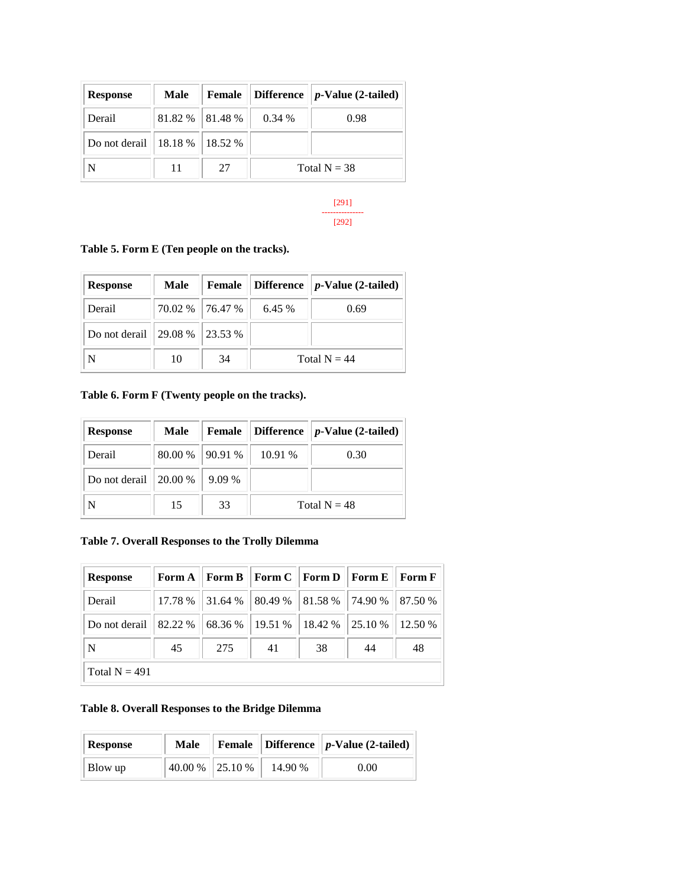| Response | Male | Female | Difference | *p*-Value (2-tailed) |
|---|---|---|---|---|
| Derail | 81.82 % | 81.48 % | 0.34 % | 0.98 |
| Do not derail | 18.18 % | 18.52 % | | |
| N | 11 | 27 | Total N = 38 | |

[291]
---------------
[292]

**Table 5. Form E (Ten people on the tracks).**

| Response | Male | Female | Difference | *p*-Value (2-tailed) |
|---|---|---|---|---|
| Derail | 70.02 % | 76.47 % | 6.45 % | 0.69 |
| Do not derail | 29.08 % | 23.53 % | | |
| N | 10 | 34 | Total N = 44 | |

**Table 6. Form F (Twenty people on the tracks).**

| Response | Male | Female | Difference | *p*-Value (2-tailed) |
|---|---|---|---|---|
| Derail | 80.00 % | 90.91 % | 10.91 % | 0.30 |
| Do not derail | 20.00 % | 9.09 % | | |
| N | 15 | 33 | Total N = 48 | |

**Table 7. Overall Responses to the Trolly Dilemma**

| Response | Form A | Form B | Form C | Form D | Form E | Form F |
|---|---|---|---|---|---|---|
| Derail | 17.78 % | 31.64 % | 80.49 % | 81.58 % | 74.90 % | 87.50 % |
| Do not derail | 82.22 % | 68.36 % | 19.51 % | 18.42 % | 25.10 % | 12.50 % |
| N | 45 | 275 | 41 | 38 | 44 | 48 |
| Total N = 491 | | | | | | |

**Table 8. Overall Responses to the Bridge Dilemma**

| Response | Male | Female | Difference | *p*-Value (2-tailed) |
|---|---|---|---|---|
| Blow up | 40.00 % | 25.10 % | 14.90 % | 0.00 |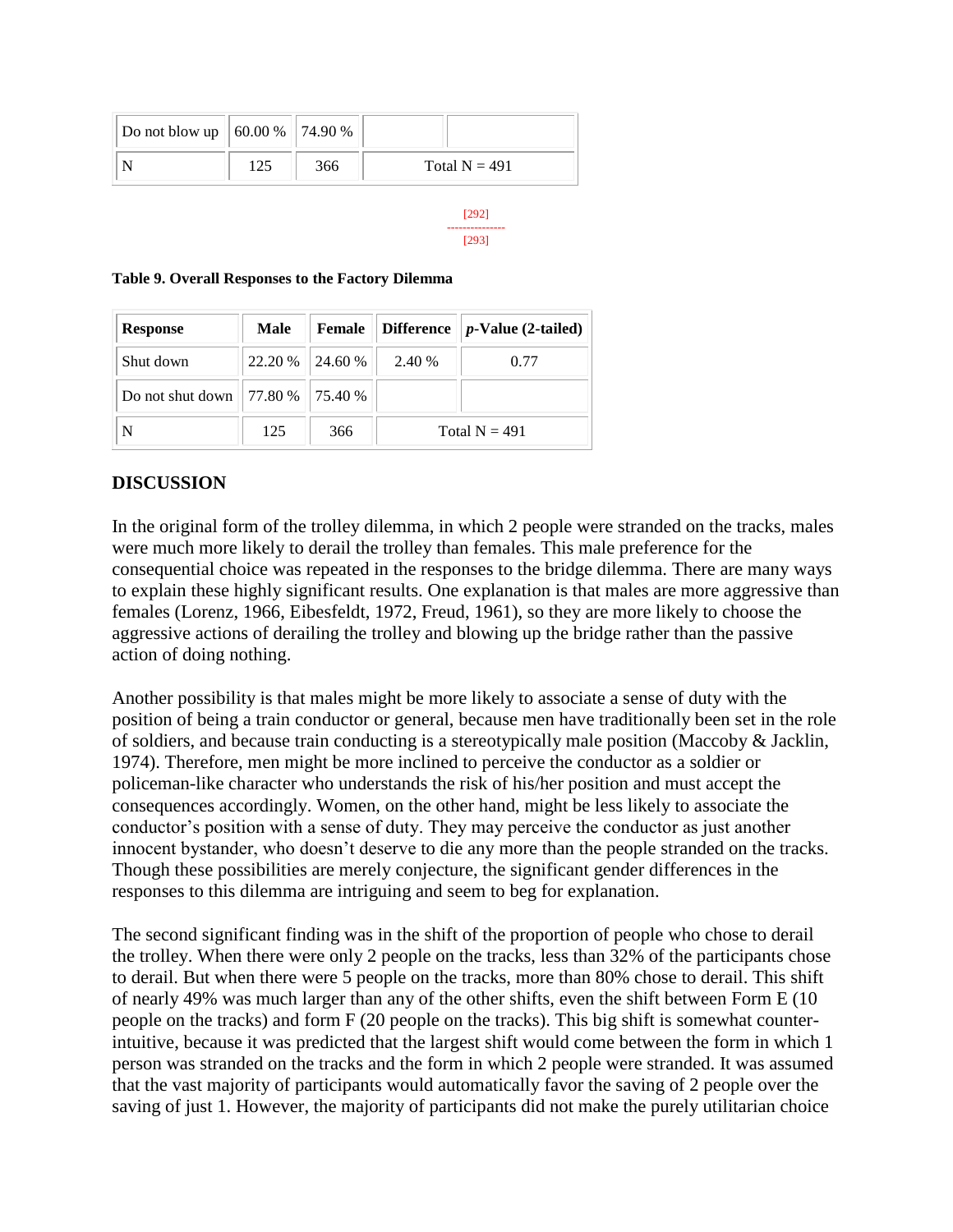| Do not blow up | 60.00 % | 74.90 % | | |
|---|---|---|---|---|
| N | 125 | 366 | Total N = 491 | |

[292]
---------------
[293]

**Table 9. Overall Responses to the Factory Dilemma**

| Response | Male | Female | Difference | *p*-Value (2-tailed) |
|---|---|---|---|---|
| Shut down | 22.20 % | 24.60 % | 2.40 % | 0.77 |
| Do not shut down | 77.80 % | 75.40 % | | |
| N | 125 | 366 | Total N = 491 | |

## DISCUSSION

In the original form of the trolley dilemma, in which 2 people were stranded on the tracks, males were much more likely to derail the trolley than females. This male preference for the consequential choice was repeated in the responses to the bridge dilemma. There are many ways to explain these highly significant results. One explanation is that males are more aggressive than females (Lorenz, 1966, Eibesfeldt, 1972, Freud, 1961), so they are more likely to choose the aggressive actions of derailing the trolley and blowing up the bridge rather than the passive action of doing nothing.

Another possibility is that males might be more likely to associate a sense of duty with the position of being a train conductor or general, because men have traditionally been set in the role of soldiers, and because train conducting is a stereotypically male position (Maccoby & Jacklin, 1974). Therefore, men might be more inclined to perceive the conductor as a soldier or policeman-like character who understands the risk of his/her position and must accept the consequences accordingly. Women, on the other hand, might be less likely to associate the conductor's position with a sense of duty. They may perceive the conductor as just another innocent bystander, who doesn't deserve to die any more than the people stranded on the tracks. Though these possibilities are merely conjecture, the significant gender differences in the responses to this dilemma are intriguing and seem to beg for explanation.

The second significant finding was in the shift of the proportion of people who chose to derail the trolley. When there were only 2 people on the tracks, less than 32% of the participants chose to derail. But when there were 5 people on the tracks, more than 80% chose to derail. This shift of nearly 49% was much larger than any of the other shifts, even the shift between Form E (10 people on the tracks) and form F (20 people on the tracks). This big shift is somewhat counter-intuitive, because it was predicted that the largest shift would come between the form in which 1 person was stranded on the tracks and the form in which 2 people were stranded. It was assumed that the vast majority of participants would automatically favor the saving of 2 people over the saving of just 1. However, the majority of participants did not make the purely utilitarian choice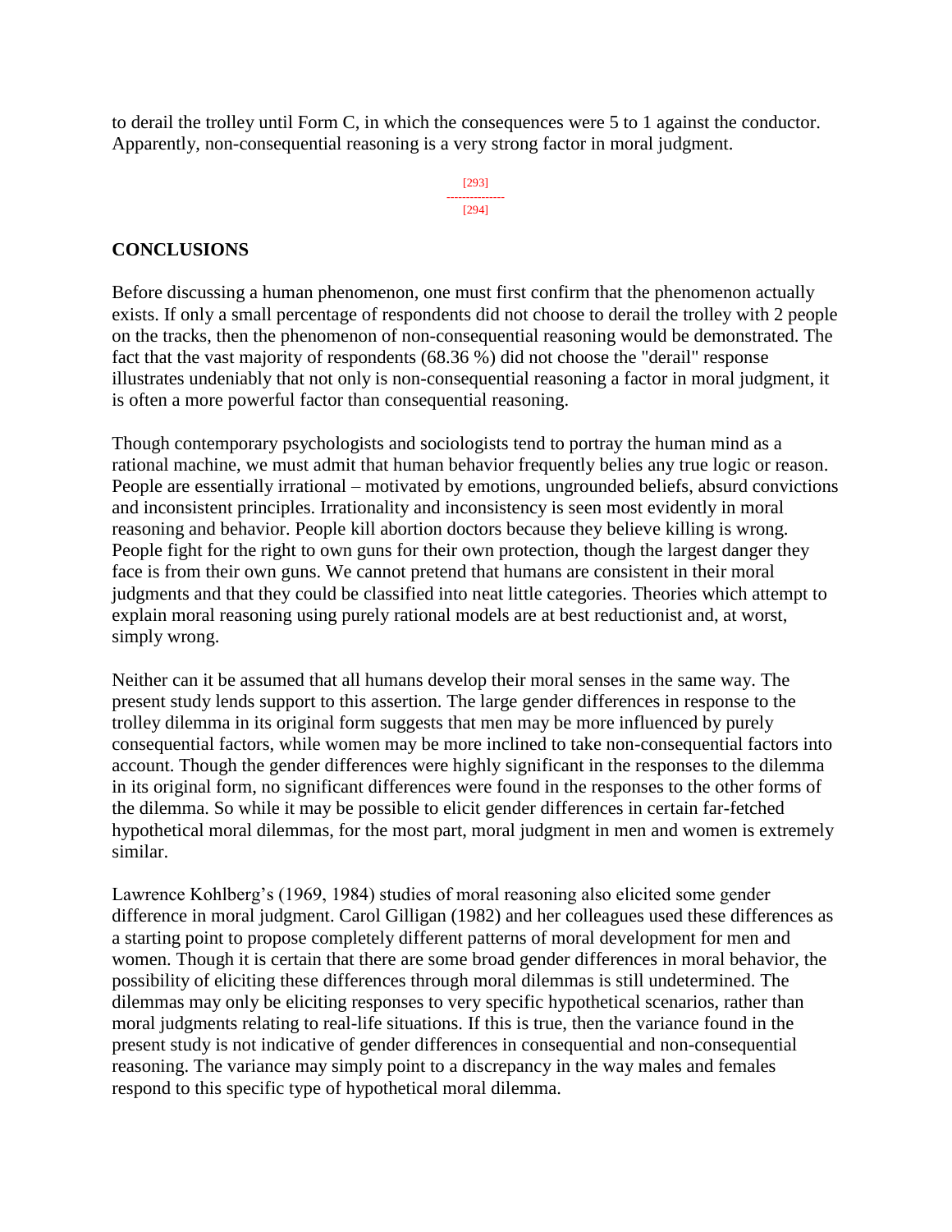to derail the trolley until Form C, in which the consequences were 5 to 1 against the conductor. Apparently, non-consequential reasoning is a very strong factor in moral judgment.

## CONCLUSIONS

Before discussing a human phenomenon, one must first confirm that the phenomenon actually exists. If only a small percentage of respondents did not choose to derail the trolley with 2 people on the tracks, then the phenomenon of non-consequential reasoning would be demonstrated. The fact that the vast majority of respondents (68.36 %) did not choose the "derail" response illustrates undeniably that not only is non-consequential reasoning a factor in moral judgment, it is often a more powerful factor than consequential reasoning.

Though contemporary psychologists and sociologists tend to portray the human mind as a rational machine, we must admit that human behavior frequently belies any true logic or reason. People are essentially irrational – motivated by emotions, ungrounded beliefs, absurd convictions and inconsistent principles. Irrationality and inconsistency is seen most evidently in moral reasoning and behavior. People kill abortion doctors because they believe killing is wrong. People fight for the right to own guns for their own protection, though the largest danger they face is from their own guns. We cannot pretend that humans are consistent in their moral judgments and that they could be classified into neat little categories. Theories which attempt to explain moral reasoning using purely rational models are at best reductionist and, at worst, simply wrong.

Neither can it be assumed that all humans develop their moral senses in the same way. The present study lends support to this assertion. The large gender differences in response to the trolley dilemma in its original form suggests that men may be more influenced by purely consequential factors, while women may be more inclined to take non-consequential factors into account. Though the gender differences were highly significant in the responses to the dilemma in its original form, no significant differences were found in the responses to the other forms of the dilemma. So while it may be possible to elicit gender differences in certain far-fetched hypothetical moral dilemmas, for the most part, moral judgment in men and women is extremely similar.

Lawrence Kohlberg's (1969, 1984) studies of moral reasoning also elicited some gender difference in moral judgment. Carol Gilligan (1982) and her colleagues used these differences as a starting point to propose completely different patterns of moral development for men and women. Though it is certain that there are some broad gender differences in moral behavior, the possibility of eliciting these differences through moral dilemmas is still undetermined. The dilemmas may only be eliciting responses to very specific hypothetical scenarios, rather than moral judgments relating to real-life situations. If this is true, then the variance found in the present study is not indicative of gender differences in consequential and non-consequential reasoning. The variance may simply point to a discrepancy in the way males and females respond to this specific type of hypothetical moral dilemma.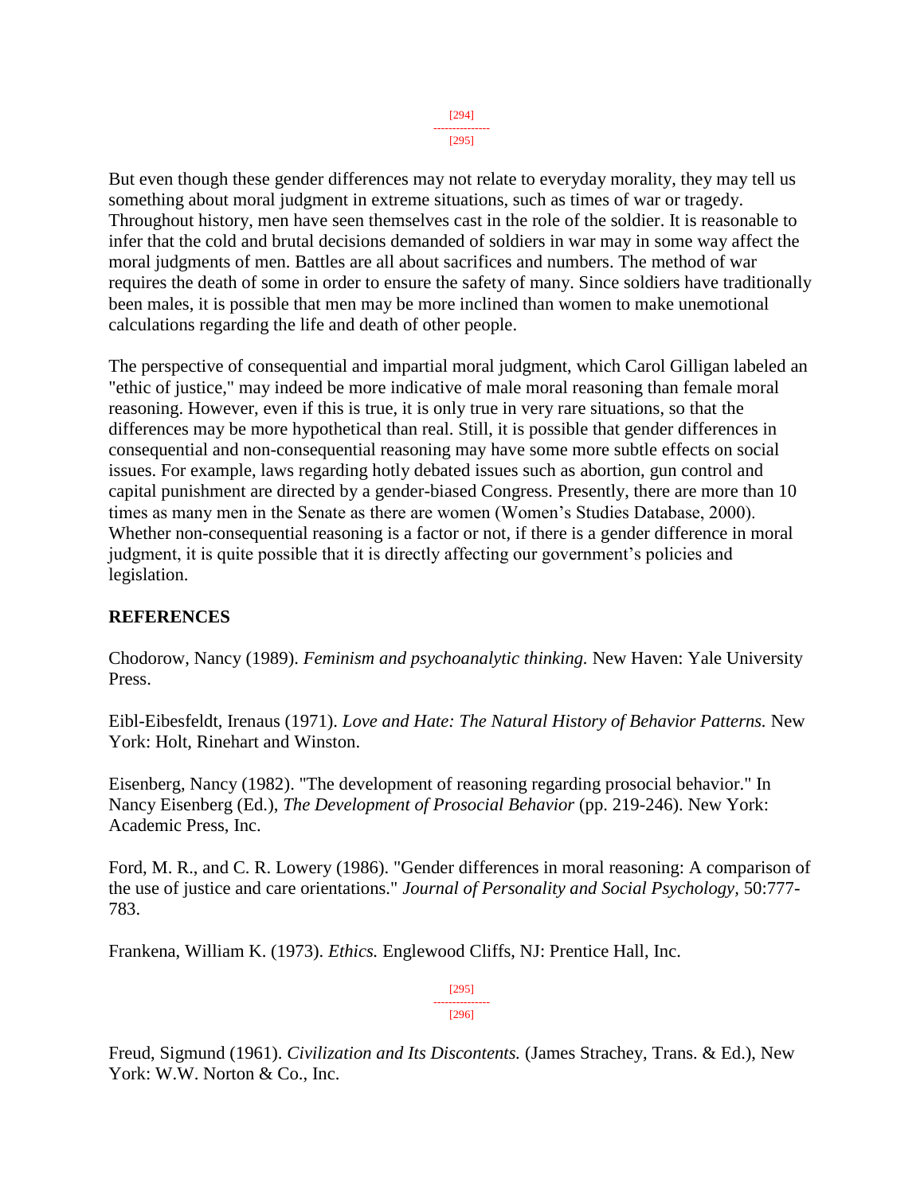But even though these gender differences may not relate to everyday morality, they may tell us something about moral judgment in extreme situations, such as times of war or tragedy. Throughout history, men have seen themselves cast in the role of the soldier. It is reasonable to infer that the cold and brutal decisions demanded of soldiers in war may in some way affect the moral judgments of men. Battles are all about sacrifices and numbers. The method of war requires the death of some in order to ensure the safety of many. Since soldiers have traditionally been males, it is possible that men may be more inclined than women to make unemotional calculations regarding the life and death of other people.

The perspective of consequential and impartial moral judgment, which Carol Gilligan labeled an "ethic of justice," may indeed be more indicative of male moral reasoning than female moral reasoning. However, even if this is true, it is only true in very rare situations, so that the differences may be more hypothetical than real. Still, it is possible that gender differences in consequential and non-consequential reasoning may have some more subtle effects on social issues. For example, laws regarding hotly debated issues such as abortion, gun control and capital punishment are directed by a gender-biased Congress. Presently, there are more than 10 times as many men in the Senate as there are women (Women's Studies Database, 2000). Whether non-consequential reasoning is a factor or not, if there is a gender difference in moral judgment, it is quite possible that it is directly affecting our government's policies and legislation.

## REFERENCES

Chodorow, Nancy (1989). *Feminism and psychoanalytic thinking.* New Haven: Yale University Press.

Eibl-Eibesfeldt, Irenaus (1971). *Love and Hate: The Natural History of Behavior Patterns.* New York: Holt, Rinehart and Winston.

Eisenberg, Nancy (1982). "The development of reasoning regarding prosocial behavior." In Nancy Eisenberg (Ed.), *The Development of Prosocial Behavior* (pp. 219-246). New York: Academic Press, Inc.

Ford, M. R., and C. R. Lowery (1986). "Gender differences in moral reasoning: A comparison of the use of justice and care orientations." *Journal of Personality and Social Psychology*, 50:777-783.

Frankena, William K. (1973). *Ethics.* Englewood Cliffs, NJ: Prentice Hall, Inc.

Freud, Sigmund (1961). *Civilization and Its Discontents.* (James Strachey, Trans. & Ed.), New York: W.W. Norton & Co., Inc.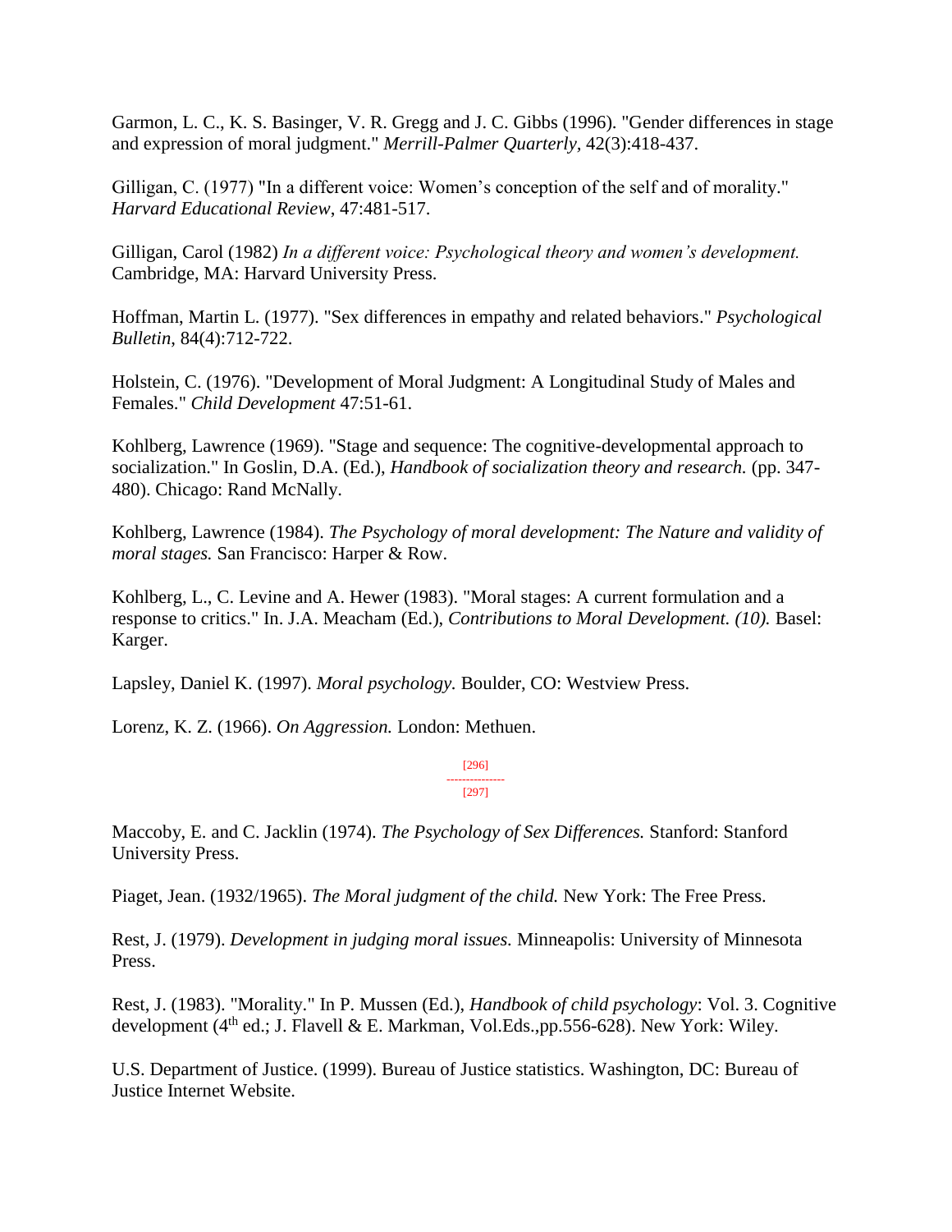Garmon, L. C., K. S. Basinger, V. R. Gregg and J. C. Gibbs (1996). "Gender differences in stage and expression of moral judgment." *Merrill-Palmer Quarterly,* 42(3):418-437.

Gilligan, C. (1977) "In a different voice: Women's conception of the self and of morality." *Harvard Educational Review*, 47:481-517.

Gilligan, Carol (1982) *In a different voice: Psychological theory and women's development.* Cambridge, MA: Harvard University Press.

Hoffman, Martin L. (1977). "Sex differences in empathy and related behaviors." *Psychological Bulletin*, 84(4):712-722.

Holstein, C. (1976). "Development of Moral Judgment: A Longitudinal Study of Males and Females." *Child Development* 47:51-61.

Kohlberg, Lawrence (1969). "Stage and sequence: The cognitive-developmental approach to socialization." In Goslin, D.A. (Ed.), *Handbook of socialization theory and research.* (pp. 347-480). Chicago: Rand McNally.

Kohlberg, Lawrence (1984). *The Psychology of moral development: The Nature and validity of moral stages.* San Francisco: Harper & Row.

Kohlberg, L., C. Levine and A. Hewer (1983). "Moral stages: A current formulation and a response to critics." In. J.A. Meacham (Ed.), *Contributions to Moral Development. (10).* Basel: Karger.

Lapsley, Daniel K. (1997). *Moral psychology.* Boulder, CO: Westview Press.

Lorenz, K. Z. (1966). *On Aggression.* London: Methuen.

[296]
---------------
[297]

Maccoby, E. and C. Jacklin (1974). *The Psychology of Sex Differences.* Stanford: Stanford University Press.

Piaget, Jean. (1932/1965). *The Moral judgment of the child.* New York: The Free Press.

Rest, J. (1979). *Development in judging moral issues.* Minneapolis: University of Minnesota Press.

Rest, J. (1983). "Morality." In P. Mussen (Ed.), *Handbook of child psychology*: Vol. 3. Cognitive development (4th ed.; J. Flavell & E. Markman, Vol.Eds.,pp.556-628). New York: Wiley.

U.S. Department of Justice. (1999). Bureau of Justice statistics. Washington, DC: Bureau of Justice Internet Website.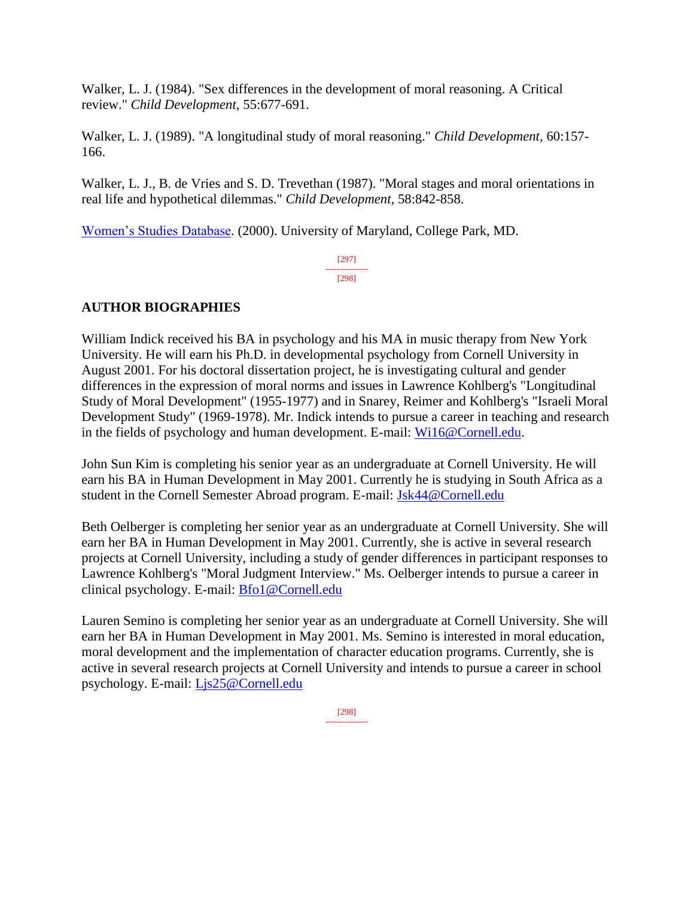Walker, L. J. (1984). "Sex differences in the development of moral reasoning. A Critical review." *Child Development,* 55:677-691.

Walker, L. J. (1989). "A longitudinal study of moral reasoning." *Child Development*, 60:157-166.

Walker, L. J., B. de Vries and S. D. Trevethan (1987). "Moral stages and moral orientations in real life and hypothetical dilemmas." *Child Development*, 58:842-858.

Women's Studies Database. (2000). University of Maryland, College Park, MD.

## AUTHOR BIOGRAPHIES

William Indick received his BA in psychology and his MA in music therapy from New York University. He will earn his Ph.D. in developmental psychology from Cornell University in August 2001. For his doctoral dissertation project, he is investigating cultural and gender differences in the expression of moral norms and issues in Lawrence Kohlberg's "Longitudinal Study of Moral Development" (1955-1977) and in Snarey, Reimer and Kohlberg's "Israeli Moral Development Study" (1969-1978). Mr. Indick intends to pursue a career in teaching and research in the fields of psychology and human development. E-mail: Wi16@Cornell.edu.

John Sun Kim is completing his senior year as an undergraduate at Cornell University. He will earn his BA in Human Development in May 2001. Currently he is studying in South Africa as a student in the Cornell Semester Abroad program. E-mail: Jsk44@Cornell.edu

Beth Oelberger is completing her senior year as an undergraduate at Cornell University. She will earn her BA in Human Development in May 2001. Currently, she is active in several research projects at Cornell University, including a study of gender differences in participant responses to Lawrence Kohlberg's "Moral Judgment Interview." Ms. Oelberger intends to pursue a career in clinical psychology. E-mail: Bfo1@Cornell.edu

Lauren Semino is completing her senior year as an undergraduate at Cornell University. She will earn her BA in Human Development in May 2001. Ms. Semino is interested in moral education, moral development and the implementation of character education programs. Currently, she is active in several research projects at Cornell University and intends to pursue a career in school psychology. E-mail: Ljs25@Cornell.edu